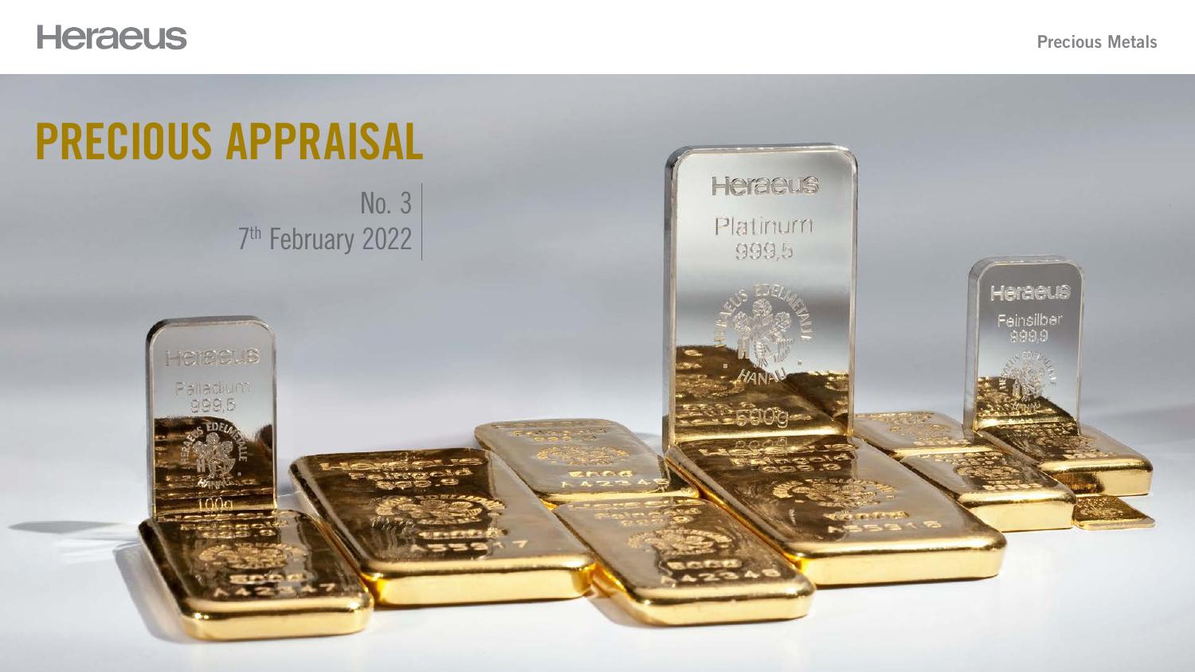Heraeus

Precious Metals

# PRECIOUS APPRAISAL

No. 3
7th February 2022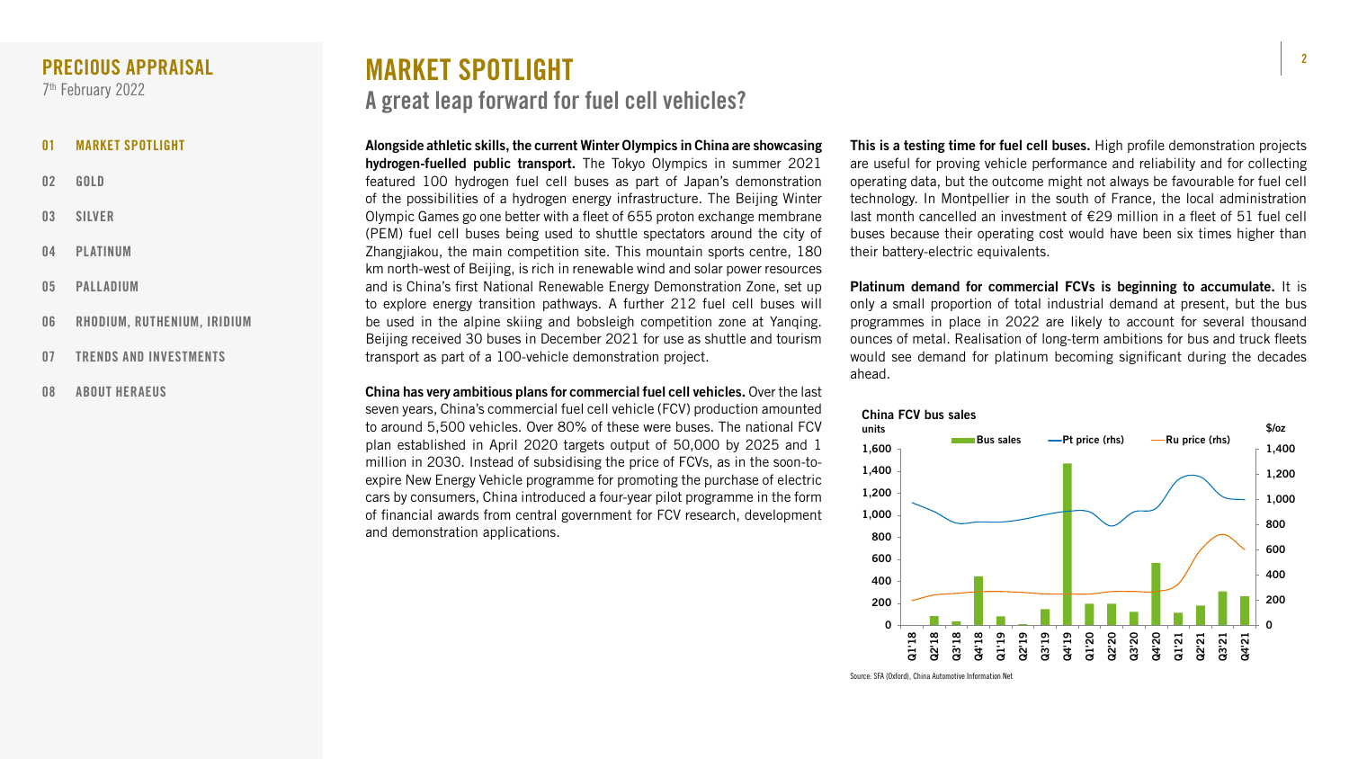# MARKET SPOTLIGHT

## A great leap forward for fuel cell vehicles?

**Alongside athletic skills, the current Winter Olympics in China are showcasing hydrogen-fuelled public transport.** The Tokyo Olympics in summer 2021 featured 100 hydrogen fuel cell buses as part of Japan's demonstration of the possibilities of a hydrogen energy infrastructure. The Beijing Winter Olympic Games go one better with a fleet of 655 proton exchange membrane (PEM) fuel cell buses being used to shuttle spectators around the city of Zhangjiakou, the main competition site. This mountain sports centre, 180 km north-west of Beijing, is rich in renewable wind and solar power resources and is China's first National Renewable Energy Demonstration Zone, set up to explore energy transition pathways. A further 212 fuel cell buses will be used in the alpine skiing and bobsleigh competition zone at Yanqing. Beijing received 30 buses in December 2021 for use as shuttle and tourism transport as part of a 100-vehicle demonstration project.

**China has very ambitious plans for commercial fuel cell vehicles.** Over the last seven years, China's commercial fuel cell vehicle (FCV) production amounted to around 5,500 vehicles. Over 80% of these were buses. The national FCV plan established in April 2020 targets output of 50,000 by 2025 and 1 million in 2030. Instead of subsidising the price of FCVs, as in the soon-to-expire New Energy Vehicle programme for promoting the purchase of electric cars by consumers, China introduced a four-year pilot programme in the form of financial awards from central government for FCV research, development and demonstration applications.

**This is a testing time for fuel cell buses.** High profile demonstration projects are useful for proving vehicle performance and reliability and for collecting operating data, but the outcome might not always be favourable for fuel cell technology. In Montpellier in the south of France, the local administration last month cancelled an investment of €29 million in a fleet of 51 fuel cell buses because their operating cost would have been six times higher than their battery-electric equivalents.

**Platinum demand for commercial FCVs is beginning to accumulate.** It is only a small proportion of total industrial demand at present, but the bus programmes in place in 2022 are likely to account for several thousand ounces of metal. Realisation of long-term ambitions for bus and truck fleets would see demand for platinum becoming significant during the decades ahead.

**China FCV bus sales**

Chart: units (left axis, 0–1,600) vs $/oz (right axis, 0–1,400); series: Bus sales, Pt price (rhs), Ru price (rhs); quarters Q1'18 to Q4'21.

Source: SFA (Oxford), China Automotive Information Net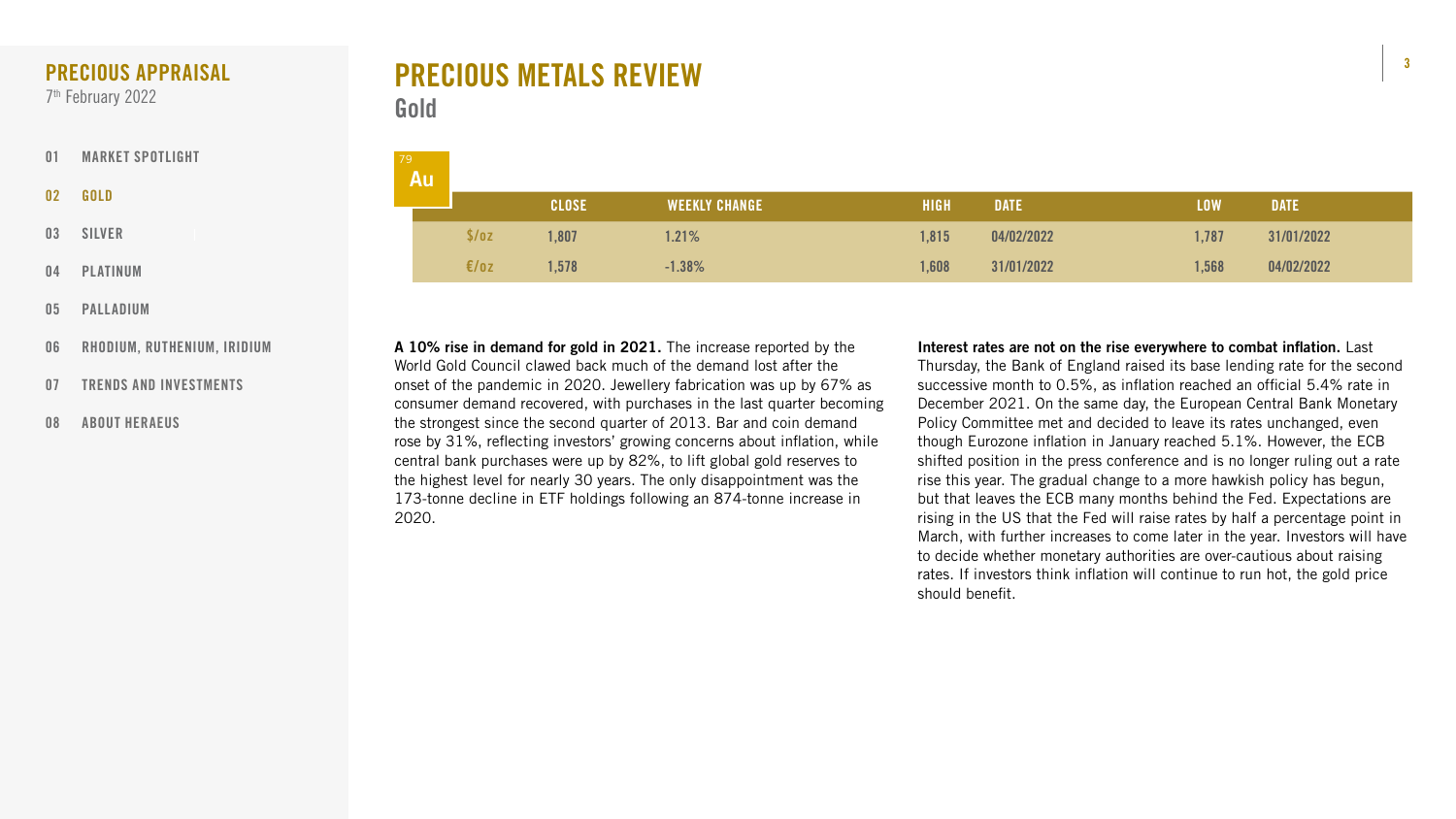# PRECIOUS METALS REVIEW

## Gold

| 79 Au | CLOSE | WEEKLY CHANGE | HIGH | DATE | LOW | DATE |
|---|---|---|---|---|---|---|
| $/oz | 1,807 | 1.21% | 1,815 | 04/02/2022 | 1,787 | 31/01/2022 |
| €/oz | 1,578 | -1.38% | 1,608 | 31/01/2022 | 1,568 | 04/02/2022 |

**A 10% rise in demand for gold in 2021.** The increase reported by the World Gold Council clawed back much of the demand lost after the onset of the pandemic in 2020. Jewellery fabrication was up by 67% as consumer demand recovered, with purchases in the last quarter becoming the strongest since the second quarter of 2013. Bar and coin demand rose by 31%, reflecting investors' growing concerns about inflation, while central bank purchases were up by 82%, to lift global gold reserves to the highest level for nearly 30 years. The only disappointment was the 173-tonne decline in ETF holdings following an 874-tonne increase in 2020.

**Interest rates are not on the rise everywhere to combat inflation.** Last Thursday, the Bank of England raised its base lending rate for the second successive month to 0.5%, as inflation reached an official 5.4% rate in December 2021. On the same day, the European Central Bank Monetary Policy Committee met and decided to leave its rates unchanged, even though Eurozone inflation in January reached 5.1%. However, the ECB shifted position in the press conference and is no longer ruling out a rate rise this year. The gradual change to a more hawkish policy has begun, but that leaves the ECB many months behind the Fed. Expectations are rising in the US that the Fed will raise rates by half a percentage point in March, with further increases to come later in the year. Investors will have to decide whether monetary authorities are over-cautious about raising rates. If investors think inflation will continue to run hot, the gold price should benefit.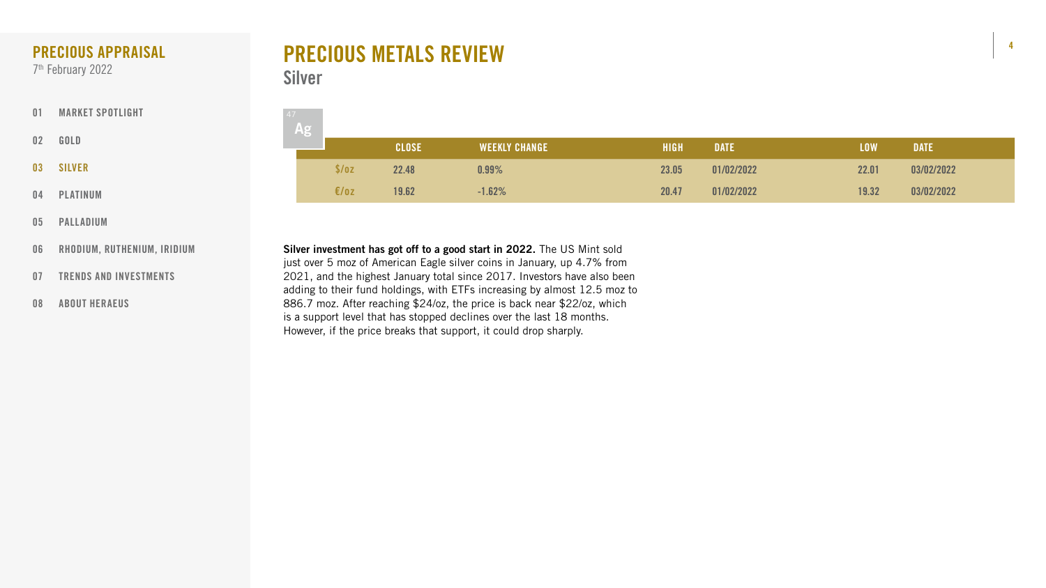# PRECIOUS METALS REVIEW

## Silver

47
Ag

| | CLOSE | WEEKLY CHANGE | HIGH | DATE | LOW | DATE |
|---|---|---|---|---|---|---|
| $/oz | 22.48 | 0.99% | 23.05 | 01/02/2022 | 22.01 | 03/02/2022 |
| €/oz | 19.62 | -1.62% | 20.47 | 01/02/2022 | 19.32 | 03/02/2022 |

**Silver investment has got off to a good start in 2022.** The US Mint sold just over 5 moz of American Eagle silver coins in January, up 4.7% from 2021, and the highest January total since 2017. Investors have also been adding to their fund holdings, with ETFs increasing by almost 12.5 moz to 886.7 moz. After reaching $24/oz, the price is back near $22/oz, which is a support level that has stopped declines over the last 18 months. However, if the price breaks that support, it could drop sharply.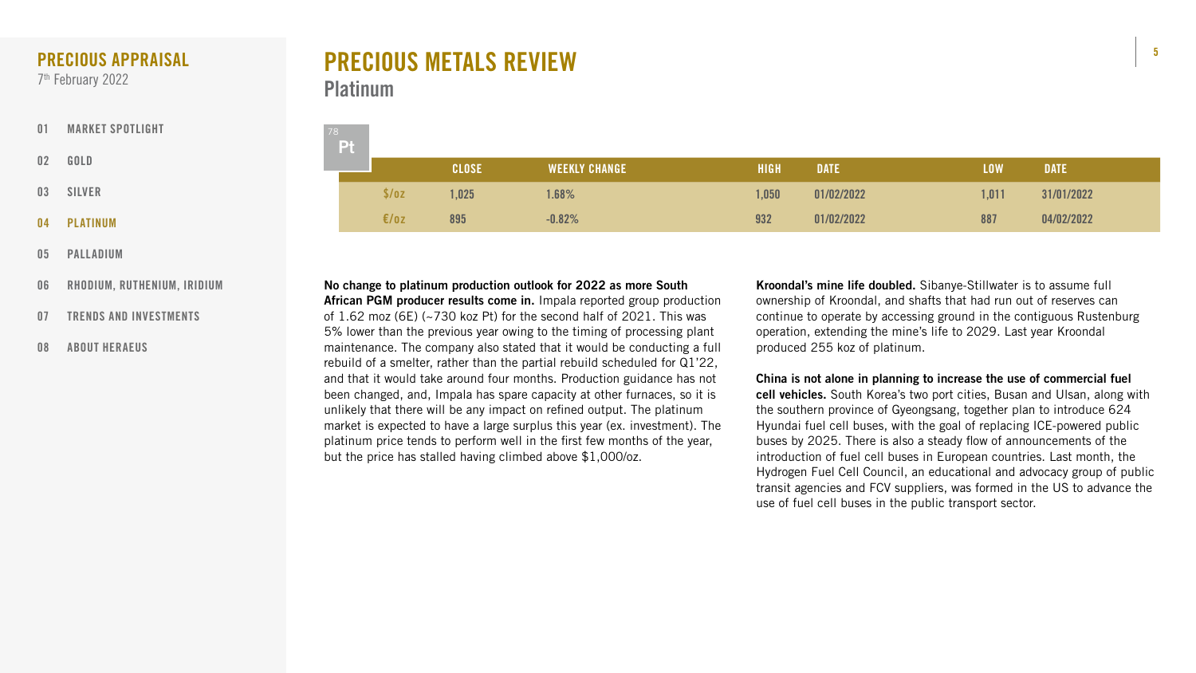# PRECIOUS METALS REVIEW

## Platinum

78
Pt

| | CLOSE | WEEKLY CHANGE | HIGH | DATE | LOW | DATE |
|---|---|---|---|---|---|---|
| $/oz | 1,025 | 1.68% | 1,050 | 01/02/2022 | 1,011 | 31/01/2022 |
| €/oz | 895 | -0.82% | 932 | 01/02/2022 | 887 | 04/02/2022 |

**No change to platinum production outlook for 2022 as more South African PGM producer results come in.** Impala reported group production of 1.62 moz (6E) (~730 koz Pt) for the second half of 2021. This was 5% lower than the previous year owing to the timing of processing plant maintenance. The company also stated that it would be conducting a full rebuild of a smelter, rather than the partial rebuild scheduled for Q1'22, and that it would take around four months. Production guidance has not been changed, and, Impala has spare capacity at other furnaces, so it is unlikely that there will be any impact on refined output. The platinum market is expected to have a large surplus this year (ex. investment). The platinum price tends to perform well in the first few months of the year, but the price has stalled having climbed above $1,000/oz.

**Kroondal's mine life doubled.** Sibanye-Stillwater is to assume full ownership of Kroondal, and shafts that had run out of reserves can continue to operate by accessing ground in the contiguous Rustenburg operation, extending the mine's life to 2029. Last year Kroondal produced 255 koz of platinum.

**China is not alone in planning to increase the use of commercial fuel cell vehicles.** South Korea's two port cities, Busan and Ulsan, along with the southern province of Gyeongsang, together plan to introduce 624 Hyundai fuel cell buses, with the goal of replacing ICE-powered public buses by 2025. There is also a steady flow of announcements of the introduction of fuel cell buses in European countries. Last month, the Hydrogen Fuel Cell Council, an educational and advocacy group of public transit agencies and FCV suppliers, was formed in the US to advance the use of fuel cell buses in the public transport sector.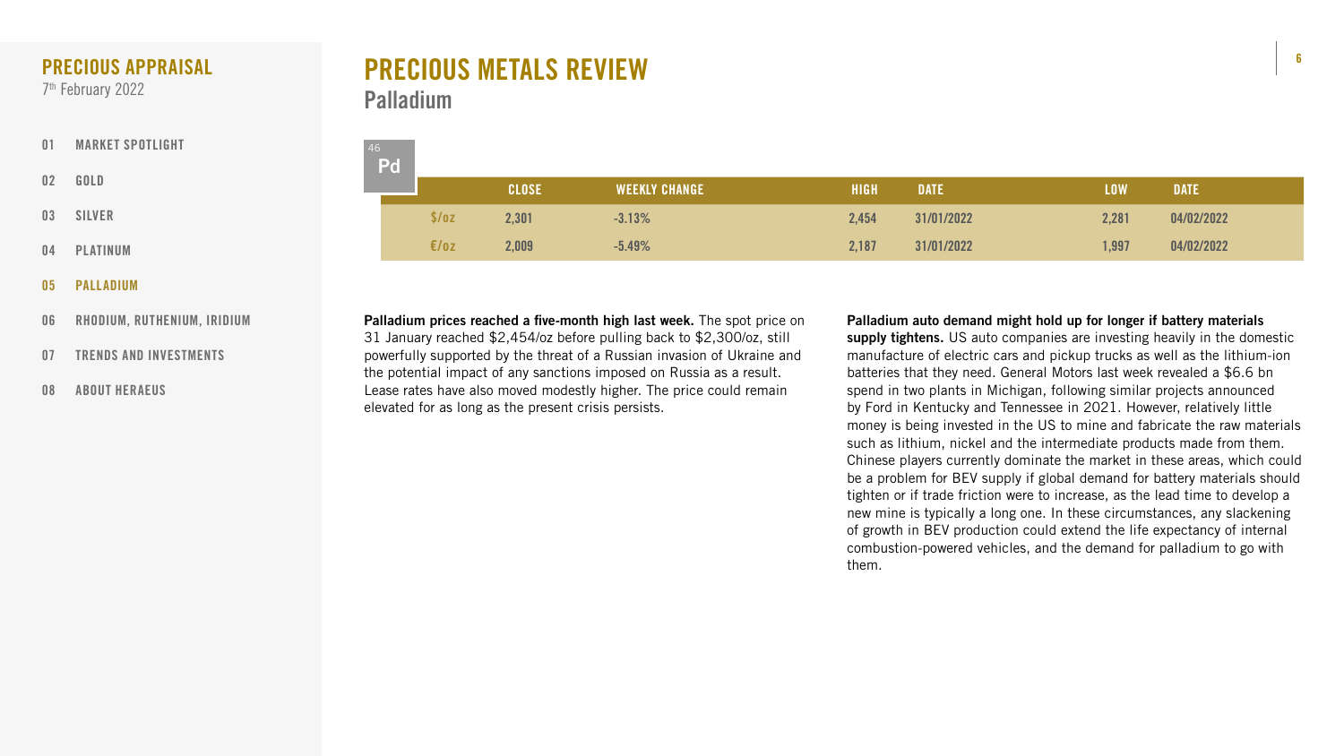# PRECIOUS METALS REVIEW

## Palladium

46 Pd

| | CLOSE | WEEKLY CHANGE | HIGH | DATE | LOW | DATE |
|---|---|---|---|---|---|---|
| $/oz | 2,301 | -3.13% | 2,454 | 31/01/2022 | 2,281 | 04/02/2022 |
| €/oz | 2,009 | -5.49% | 2,187 | 31/01/2022 | 1,997 | 04/02/2022 |

**Palladium prices reached a five-month high last week.** The spot price on 31 January reached $2,454/oz before pulling back to $2,300/oz, still powerfully supported by the threat of a Russian invasion of Ukraine and the potential impact of any sanctions imposed on Russia as a result. Lease rates have also moved modestly higher. The price could remain elevated for as long as the present crisis persists.

**Palladium auto demand might hold up for longer if battery materials supply tightens.** US auto companies are investing heavily in the domestic manufacture of electric cars and pickup trucks as well as the lithium-ion batteries that they need. General Motors last week revealed a $6.6 bn spend in two plants in Michigan, following similar projects announced by Ford in Kentucky and Tennessee in 2021. However, relatively little money is being invested in the US to mine and fabricate the raw materials such as lithium, nickel and the intermediate products made from them. Chinese players currently dominate the market in these areas, which could be a problem for BEV supply if global demand for battery materials should tighten or if trade friction were to increase, as the lead time to develop a new mine is typically a long one. In these circumstances, any slackening of growth in BEV production could extend the life expectancy of internal combustion-powered vehicles, and the demand for palladium to go with them.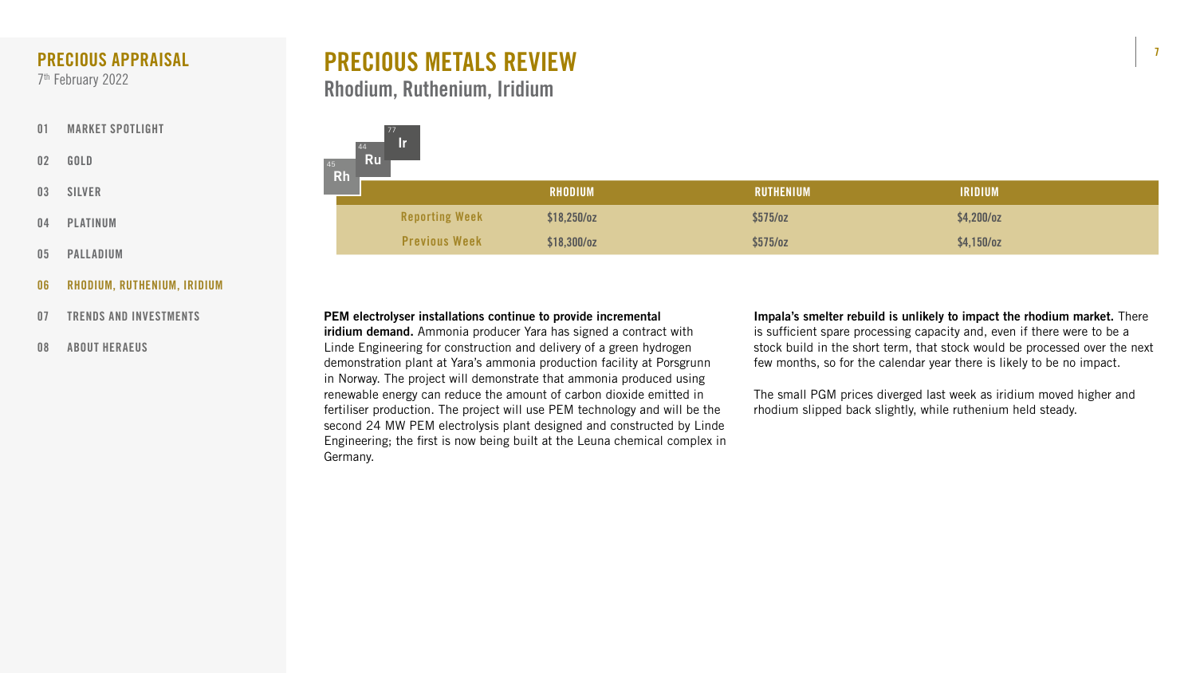# PRECIOUS METALS REVIEW

## Rhodium, Ruthenium, Iridium

| | RHODIUM | RUTHENIUM | IRIDIUM |
|---|---|---|---|
| Reporting Week | $18,250/oz | $575/oz | $4,200/oz |
| Previous Week | $18,300/oz | $575/oz | $4,150/oz |

**PEM electrolyser installations continue to provide incremental iridium demand.** Ammonia producer Yara has signed a contract with Linde Engineering for construction and delivery of a green hydrogen demonstration plant at Yara's ammonia production facility at Porsgrunn in Norway. The project will demonstrate that ammonia produced using renewable energy can reduce the amount of carbon dioxide emitted in fertiliser production. The project will use PEM technology and will be the second 24 MW PEM electrolysis plant designed and constructed by Linde Engineering; the first is now being built at the Leuna chemical complex in Germany.

**Impala's smelter rebuild is unlikely to impact the rhodium market.** There is sufficient spare processing capacity and, even if there were to be a stock build in the short term, that stock would be processed over the next few months, so for the calendar year there is likely to be no impact.

The small PGM prices diverged last week as iridium moved higher and rhodium slipped back slightly, while ruthenium held steady.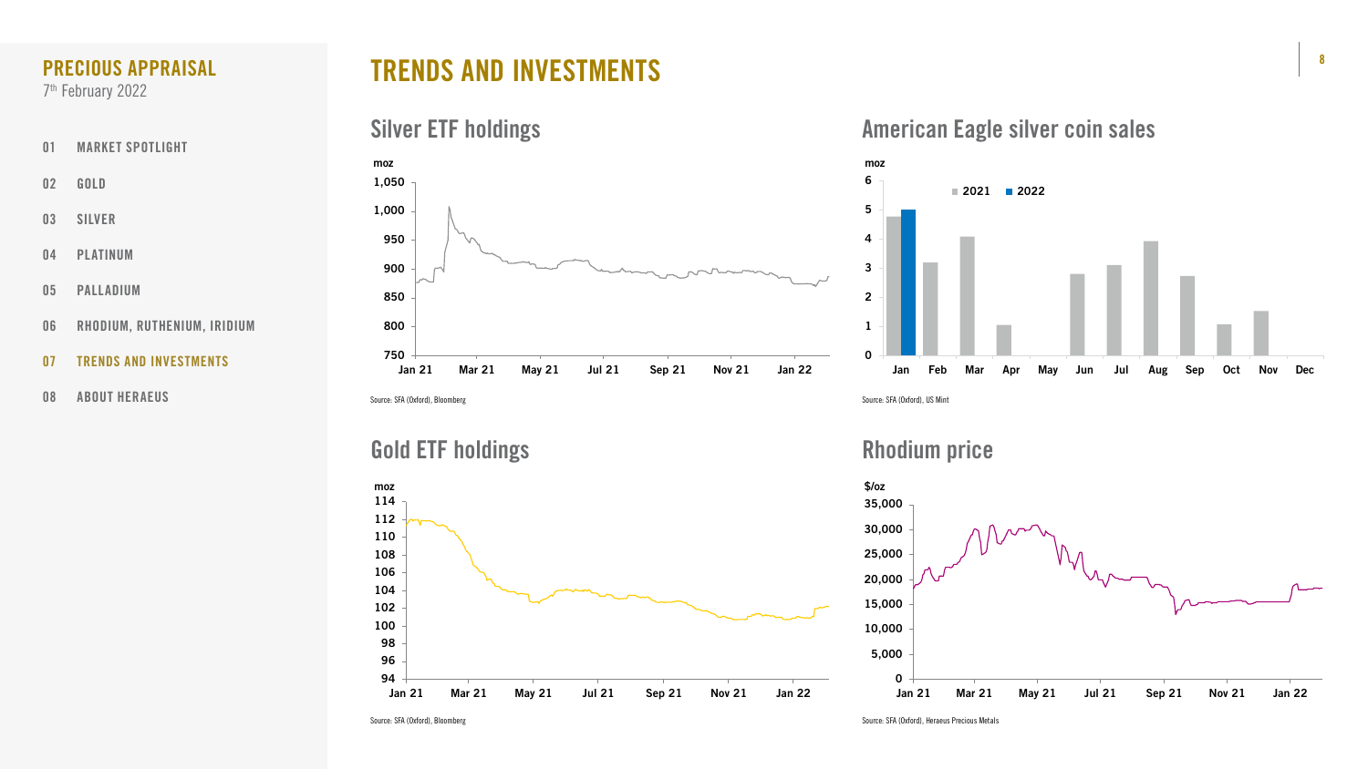# TRENDS AND INVESTMENTS

## Silver ETF holdings

Source: SFA (Oxford), Bloomberg

## American Eagle silver coin sales

Source: SFA (Oxford), US Mint

## Gold ETF holdings

Source: SFA (Oxford), Bloomberg

## Rhodium price

Source: SFA (Oxford), Heraeus Precious Metals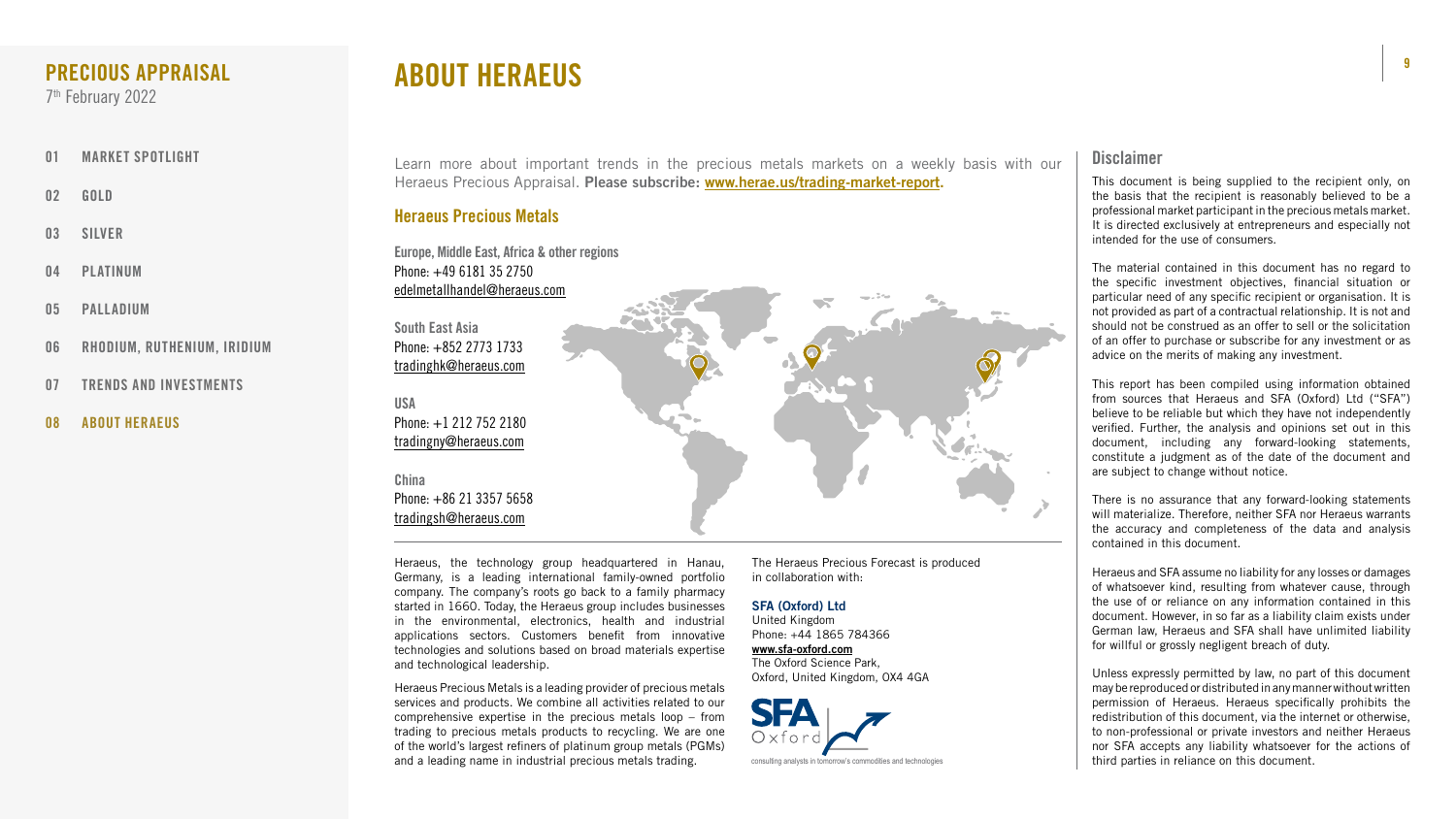# ABOUT HERAEUS

Learn more about important trends in the precious metals markets on a weekly basis with our Heraeus Precious Appraisal. **Please subscribe: www.herae.us/trading-market-report.**

## Heraeus Precious Metals

**Europe, Middle East, Africa & other regions**
Phone: +49 6181 35 2750
edelmetallhandel@heraeus.com

**South East Asia**
Phone: +852 2773 1733
tradinghk@heraeus.com

**USA**
Phone: +1 212 752 2180
tradingny@heraeus.com

**China**
Phone: +86 21 3357 5658
tradingsh@heraeus.com

Heraeus, the technology group headquartered in Hanau, Germany, is a leading international family-owned portfolio company. The company's roots go back to a family pharmacy started in 1660. Today, the Heraeus group includes businesses in the environmental, electronics, health and industrial applications sectors. Customers benefit from innovative technologies and solutions based on broad materials expertise and technological leadership.

Heraeus Precious Metals is a leading provider of precious metals services and products. We combine all activities related to our comprehensive expertise in the precious metals loop – from trading to precious metals products to recycling. We are one of the world's largest refiners of platinum group metals (PGMs) and a leading name in industrial precious metals trading.

The Heraeus Precious Forecast is produced in collaboration with:

**SFA (Oxford) Ltd**
United Kingdom
Phone: +44 1865 784366
**www.sfa-oxford.com**
The Oxford Science Park,
Oxford, United Kingdom, OX4 4GA

SFA Oxford
consulting analysts in tomorrow's commodities and technologies

## Disclaimer

This document is being supplied to the recipient only, on the basis that the recipient is reasonably believed to be a professional market participant in the precious metals market. It is directed exclusively at entrepreneurs and especially not intended for the use of consumers.

The material contained in this document has no regard to the specific investment objectives, financial situation or particular need of any specific recipient or organisation. It is not provided as part of a contractual relationship. It is not and should not be construed as an offer to sell or the solicitation of an offer to purchase or subscribe for any investment or as advice on the merits of making any investment.

This report has been compiled using information obtained from sources that Heraeus and SFA (Oxford) Ltd ("SFA") believe to be reliable but which they have not independently verified. Further, the analysis and opinions set out in this document, including any forward-looking statements, constitute a judgment as of the date of the document and are subject to change without notice.

There is no assurance that any forward-looking statements will materialize. Therefore, neither SFA nor Heraeus warrants the accuracy and completeness of the data and analysis contained in this document.

Heraeus and SFA assume no liability for any losses or damages of whatsoever kind, resulting from whatever cause, through the use of or reliance on any information contained in this document. However, in so far as a liability claim exists under German law, Heraeus and SFA shall have unlimited liability for willful or grossly negligent breach of duty.

Unless expressly permitted by law, no part of this document may be reproduced or distributed in any manner without written permission of Heraeus. Heraeus specifically prohibits the redistribution of this document, via the internet or otherwise, to non-professional or private investors and neither Heraeus nor SFA accepts any liability whatsoever for the actions of third parties in reliance on this document.